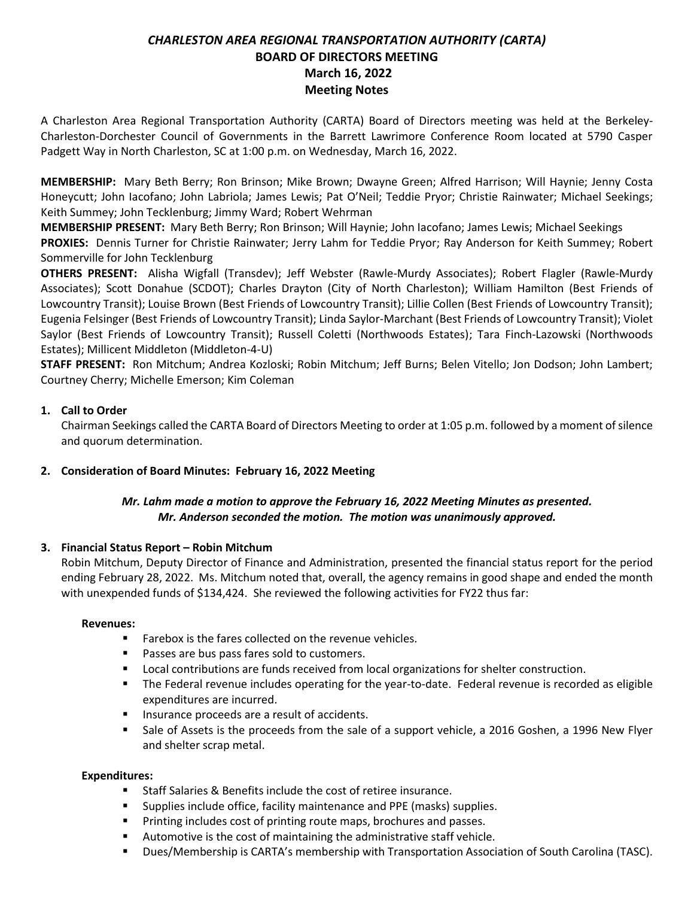# *CHARLESTON AREA REGIONAL TRANSPORTATION AUTHORITY (CARTA)*
## BOARD OF DIRECTORS MEETING
## March 16, 2022
## Meeting Notes

A Charleston Area Regional Transportation Authority (CARTA) Board of Directors meeting was held at the Berkeley-Charleston-Dorchester Council of Governments in the Barrett Lawrimore Conference Room located at 5790 Casper Padgett Way in North Charleston, SC at 1:00 p.m. on Wednesday, March 16, 2022.

**MEMBERSHIP:** Mary Beth Berry; Ron Brinson; Mike Brown; Dwayne Green; Alfred Harrison; Will Haynie; Jenny Costa Honeycutt; John Iacofano; John Labriola; James Lewis; Pat O'Neil; Teddie Pryor; Christie Rainwater; Michael Seekings; Keith Summey; John Tecklenburg; Jimmy Ward; Robert Wehrman

**MEMBERSHIP PRESENT:** Mary Beth Berry; Ron Brinson; Will Haynie; John Iacofano; James Lewis; Michael Seekings

**PROXIES:** Dennis Turner for Christie Rainwater; Jerry Lahm for Teddie Pryor; Ray Anderson for Keith Summey; Robert Sommerville for John Tecklenburg

**OTHERS PRESENT:** Alisha Wigfall (Transdev); Jeff Webster (Rawle-Murdy Associates); Robert Flagler (Rawle-Murdy Associates); Scott Donahue (SCDOT); Charles Drayton (City of North Charleston); William Hamilton (Best Friends of Lowcountry Transit); Louise Brown (Best Friends of Lowcountry Transit); Lillie Collen (Best Friends of Lowcountry Transit); Eugenia Felsinger (Best Friends of Lowcountry Transit); Linda Saylor-Marchant (Best Friends of Lowcountry Transit); Violet Saylor (Best Friends of Lowcountry Transit); Russell Coletti (Northwoods Estates); Tara Finch-Lazowski (Northwoods Estates); Millicent Middleton (Middleton-4-U)

**STAFF PRESENT:** Ron Mitchum; Andrea Kozloski; Robin Mitchum; Jeff Burns; Belen Vitello; Jon Dodson; John Lambert; Courtney Cherry; Michelle Emerson; Kim Coleman

1. **Call to Order**

   Chairman Seekings called the CARTA Board of Directors Meeting to order at 1:05 p.m. followed by a moment of silence and quorum determination.

2. **Consideration of Board Minutes: February 16, 2022 Meeting**

   ***Mr. Lahm made a motion to approve the February 16, 2022 Meeting Minutes as presented. Mr. Anderson seconded the motion. The motion was unanimously approved.***

3. **Financial Status Report – Robin Mitchum**

   Robin Mitchum, Deputy Director of Finance and Administration, presented the financial status report for the period ending February 28, 2022. Ms. Mitchum noted that, overall, the agency remains in good shape and ended the month with unexpended funds of $134,424. She reviewed the following activities for FY22 thus far:

   **Revenues:**
   - Farebox is the fares collected on the revenue vehicles.
   - Passes are bus pass fares sold to customers.
   - Local contributions are funds received from local organizations for shelter construction.
   - The Federal revenue includes operating for the year-to-date. Federal revenue is recorded as eligible expenditures are incurred.
   - Insurance proceeds are a result of accidents.
   - Sale of Assets is the proceeds from the sale of a support vehicle, a 2016 Goshen, a 1996 New Flyer and shelter scrap metal.

   **Expenditures:**
   - Staff Salaries & Benefits include the cost of retiree insurance.
   - Supplies include office, facility maintenance and PPE (masks) supplies.
   - Printing includes cost of printing route maps, brochures and passes.
   - Automotive is the cost of maintaining the administrative staff vehicle.
   - Dues/Membership is CARTA's membership with Transportation Association of South Carolina (TASC).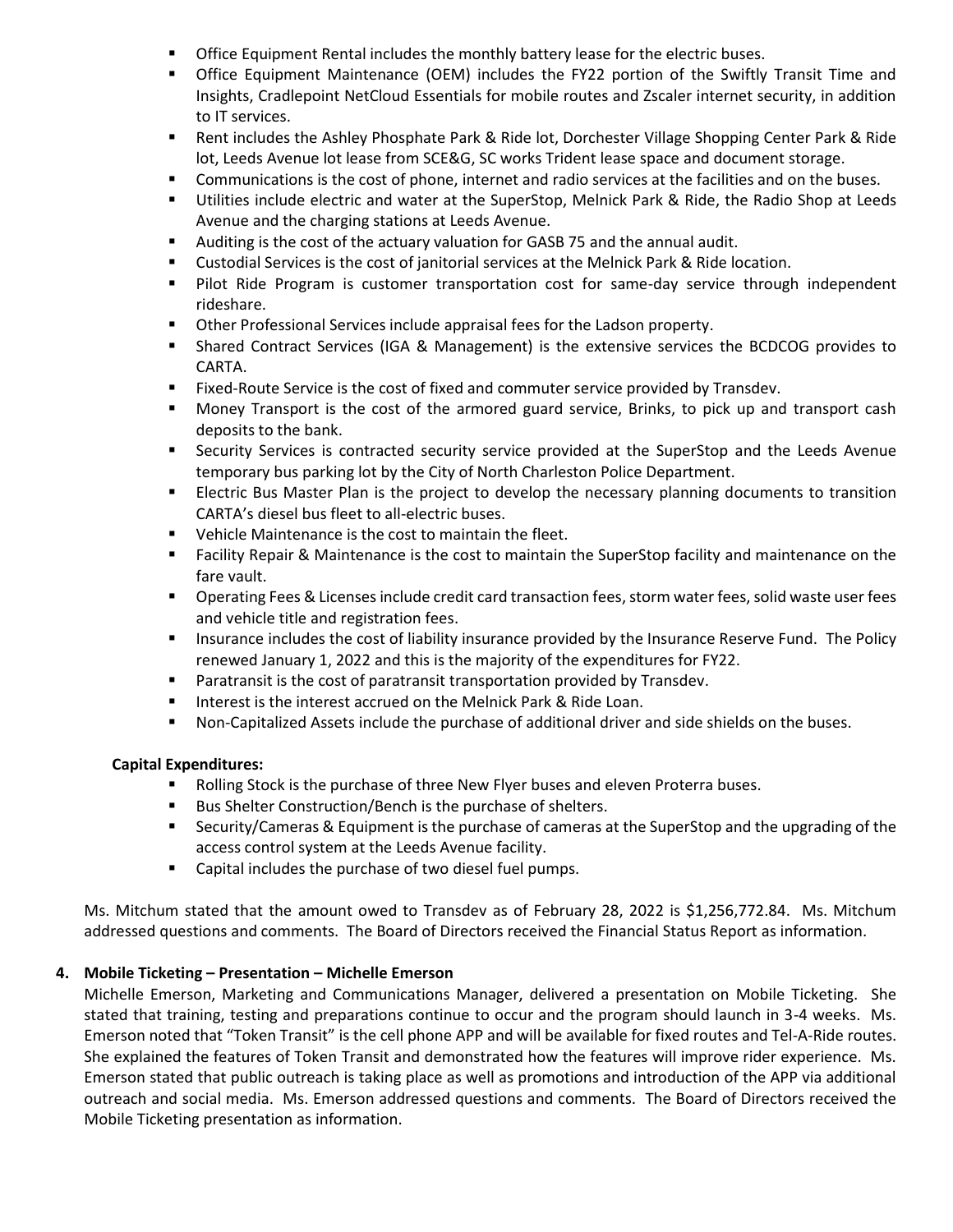- Office Equipment Rental includes the monthly battery lease for the electric buses.
- Office Equipment Maintenance (OEM) includes the FY22 portion of the Swiftly Transit Time and Insights, Cradlepoint NetCloud Essentials for mobile routes and Zscaler internet security, in addition to IT services.
- Rent includes the Ashley Phosphate Park & Ride lot, Dorchester Village Shopping Center Park & Ride lot, Leeds Avenue lot lease from SCE&G, SC works Trident lease space and document storage.
- Communications is the cost of phone, internet and radio services at the facilities and on the buses.
- Utilities include electric and water at the SuperStop, Melnick Park & Ride, the Radio Shop at Leeds Avenue and the charging stations at Leeds Avenue.
- Auditing is the cost of the actuary valuation for GASB 75 and the annual audit.
- Custodial Services is the cost of janitorial services at the Melnick Park & Ride location.
- Pilot Ride Program is customer transportation cost for same-day service through independent rideshare.
- Other Professional Services include appraisal fees for the Ladson property.
- Shared Contract Services (IGA & Management) is the extensive services the BCDCOG provides to CARTA.
- Fixed-Route Service is the cost of fixed and commuter service provided by Transdev.
- Money Transport is the cost of the armored guard service, Brinks, to pick up and transport cash deposits to the bank.
- Security Services is contracted security service provided at the SuperStop and the Leeds Avenue temporary bus parking lot by the City of North Charleston Police Department.
- Electric Bus Master Plan is the project to develop the necessary planning documents to transition CARTA's diesel bus fleet to all-electric buses.
- Vehicle Maintenance is the cost to maintain the fleet.
- Facility Repair & Maintenance is the cost to maintain the SuperStop facility and maintenance on the fare vault.
- Operating Fees & Licenses include credit card transaction fees, storm water fees, solid waste user fees and vehicle title and registration fees.
- Insurance includes the cost of liability insurance provided by the Insurance Reserve Fund. The Policy renewed January 1, 2022 and this is the majority of the expenditures for FY22.
- Paratransit is the cost of paratransit transportation provided by Transdev.
- Interest is the interest accrued on the Melnick Park & Ride Loan.
- Non-Capitalized Assets include the purchase of additional driver and side shields on the buses.

**Capital Expenditures:**

- Rolling Stock is the purchase of three New Flyer buses and eleven Proterra buses.
- Bus Shelter Construction/Bench is the purchase of shelters.
- Security/Cameras & Equipment is the purchase of cameras at the SuperStop and the upgrading of the access control system at the Leeds Avenue facility.
- Capital includes the purchase of two diesel fuel pumps.

Ms. Mitchum stated that the amount owed to Transdev as of February 28, 2022 is $1,256,772.84. Ms. Mitchum addressed questions and comments. The Board of Directors received the Financial Status Report as information.

**4. Mobile Ticketing – Presentation – Michelle Emerson**

Michelle Emerson, Marketing and Communications Manager, delivered a presentation on Mobile Ticketing. She stated that training, testing and preparations continue to occur and the program should launch in 3-4 weeks. Ms. Emerson noted that "Token Transit" is the cell phone APP and will be available for fixed routes and Tel-A-Ride routes. She explained the features of Token Transit and demonstrated how the features will improve rider experience. Ms. Emerson stated that public outreach is taking place as well as promotions and introduction of the APP via additional outreach and social media. Ms. Emerson addressed questions and comments. The Board of Directors received the Mobile Ticketing presentation as information.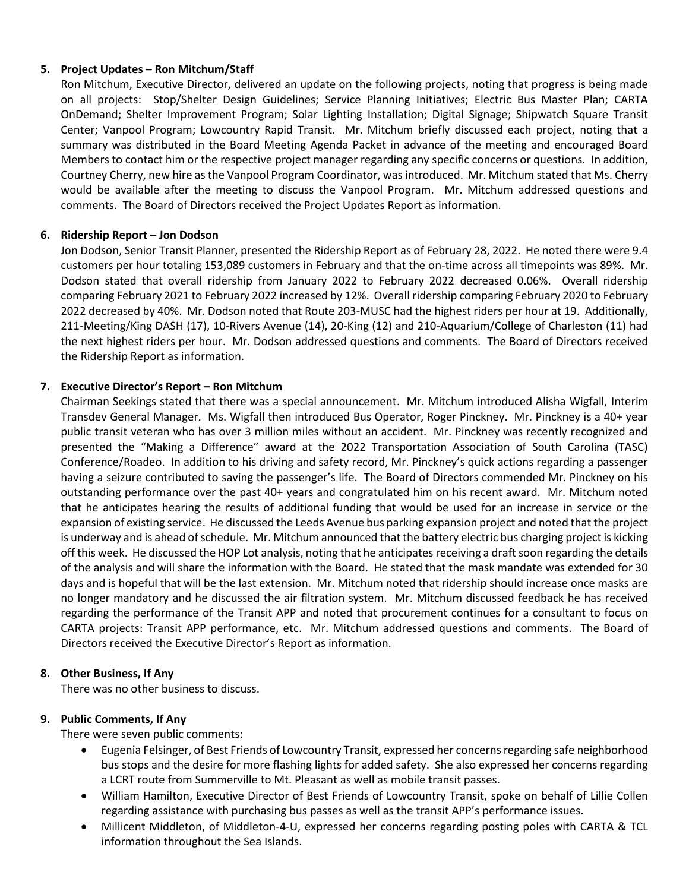**5. Project Updates – Ron Mitchum/Staff**

Ron Mitchum, Executive Director, delivered an update on the following projects, noting that progress is being made on all projects: Stop/Shelter Design Guidelines; Service Planning Initiatives; Electric Bus Master Plan; CARTA OnDemand; Shelter Improvement Program; Solar Lighting Installation; Digital Signage; Shipwatch Square Transit Center; Vanpool Program; Lowcountry Rapid Transit. Mr. Mitchum briefly discussed each project, noting that a summary was distributed in the Board Meeting Agenda Packet in advance of the meeting and encouraged Board Members to contact him or the respective project manager regarding any specific concerns or questions. In addition, Courtney Cherry, new hire as the Vanpool Program Coordinator, was introduced. Mr. Mitchum stated that Ms. Cherry would be available after the meeting to discuss the Vanpool Program. Mr. Mitchum addressed questions and comments. The Board of Directors received the Project Updates Report as information.

**6. Ridership Report – Jon Dodson**

Jon Dodson, Senior Transit Planner, presented the Ridership Report as of February 28, 2022. He noted there were 9.4 customers per hour totaling 153,089 customers in February and that the on-time across all timepoints was 89%. Mr. Dodson stated that overall ridership from January 2022 to February 2022 decreased 0.06%. Overall ridership comparing February 2021 to February 2022 increased by 12%. Overall ridership comparing February 2020 to February 2022 decreased by 40%. Mr. Dodson noted that Route 203-MUSC had the highest riders per hour at 19. Additionally, 211-Meeting/King DASH (17), 10-Rivers Avenue (14), 20-King (12) and 210-Aquarium/College of Charleston (11) had the next highest riders per hour. Mr. Dodson addressed questions and comments. The Board of Directors received the Ridership Report as information.

**7. Executive Director's Report – Ron Mitchum**

Chairman Seekings stated that there was a special announcement. Mr. Mitchum introduced Alisha Wigfall, Interim Transdev General Manager. Ms. Wigfall then introduced Bus Operator, Roger Pinckney. Mr. Pinckney is a 40+ year public transit veteran who has over 3 million miles without an accident. Mr. Pinckney was recently recognized and presented the "Making a Difference" award at the 2022 Transportation Association of South Carolina (TASC) Conference/Roadeo. In addition to his driving and safety record, Mr. Pinckney's quick actions regarding a passenger having a seizure contributed to saving the passenger's life. The Board of Directors commended Mr. Pinckney on his outstanding performance over the past 40+ years and congratulated him on his recent award. Mr. Mitchum noted that he anticipates hearing the results of additional funding that would be used for an increase in service or the expansion of existing service. He discussed the Leeds Avenue bus parking expansion project and noted that the project is underway and is ahead of schedule. Mr. Mitchum announced that the battery electric bus charging project is kicking off this week. He discussed the HOP Lot analysis, noting that he anticipates receiving a draft soon regarding the details of the analysis and will share the information with the Board. He stated that the mask mandate was extended for 30 days and is hopeful that will be the last extension. Mr. Mitchum noted that ridership should increase once masks are no longer mandatory and he discussed the air filtration system. Mr. Mitchum discussed feedback he has received regarding the performance of the Transit APP and noted that procurement continues for a consultant to focus on CARTA projects: Transit APP performance, etc. Mr. Mitchum addressed questions and comments. The Board of Directors received the Executive Director's Report as information.

**8. Other Business, If Any**

There was no other business to discuss.

**9. Public Comments, If Any**

There were seven public comments:

- Eugenia Felsinger, of Best Friends of Lowcountry Transit, expressed her concerns regarding safe neighborhood bus stops and the desire for more flashing lights for added safety. She also expressed her concerns regarding a LCRT route from Summerville to Mt. Pleasant as well as mobile transit passes.
- William Hamilton, Executive Director of Best Friends of Lowcountry Transit, spoke on behalf of Lillie Collen regarding assistance with purchasing bus passes as well as the transit APP's performance issues.
- Millicent Middleton, of Middleton-4-U, expressed her concerns regarding posting poles with CARTA & TCL information throughout the Sea Islands.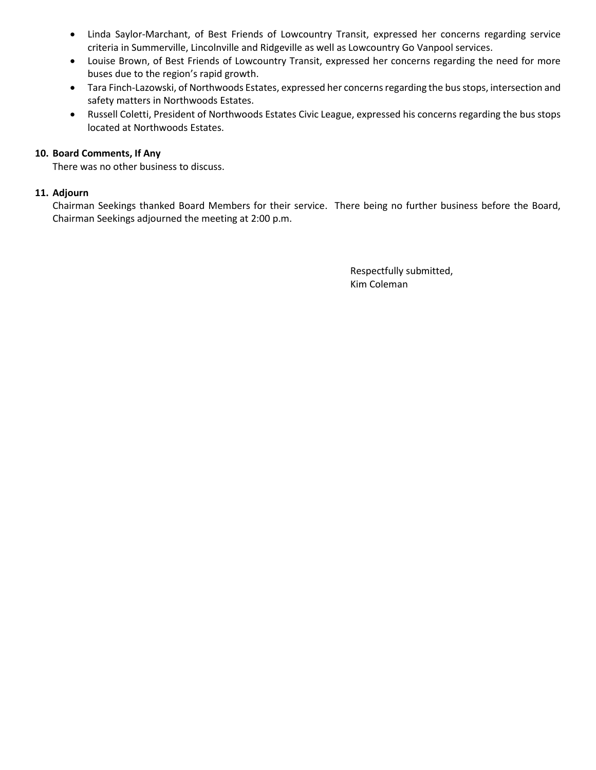- Linda Saylor-Marchant, of Best Friends of Lowcountry Transit, expressed her concerns regarding service criteria in Summerville, Lincolnville and Ridgeville as well as Lowcountry Go Vanpool services.
- Louise Brown, of Best Friends of Lowcountry Transit, expressed her concerns regarding the need for more buses due to the region's rapid growth.
- Tara Finch-Lazowski, of Northwoods Estates, expressed her concerns regarding the bus stops, intersection and safety matters in Northwoods Estates.
- Russell Coletti, President of Northwoods Estates Civic League, expressed his concerns regarding the bus stops located at Northwoods Estates.

**10. Board Comments, If Any**

There was no other business to discuss.

**11. Adjourn**

Chairman Seekings thanked Board Members for their service. There being no further business before the Board, Chairman Seekings adjourned the meeting at 2:00 p.m.

Respectfully submitted,
Kim Coleman